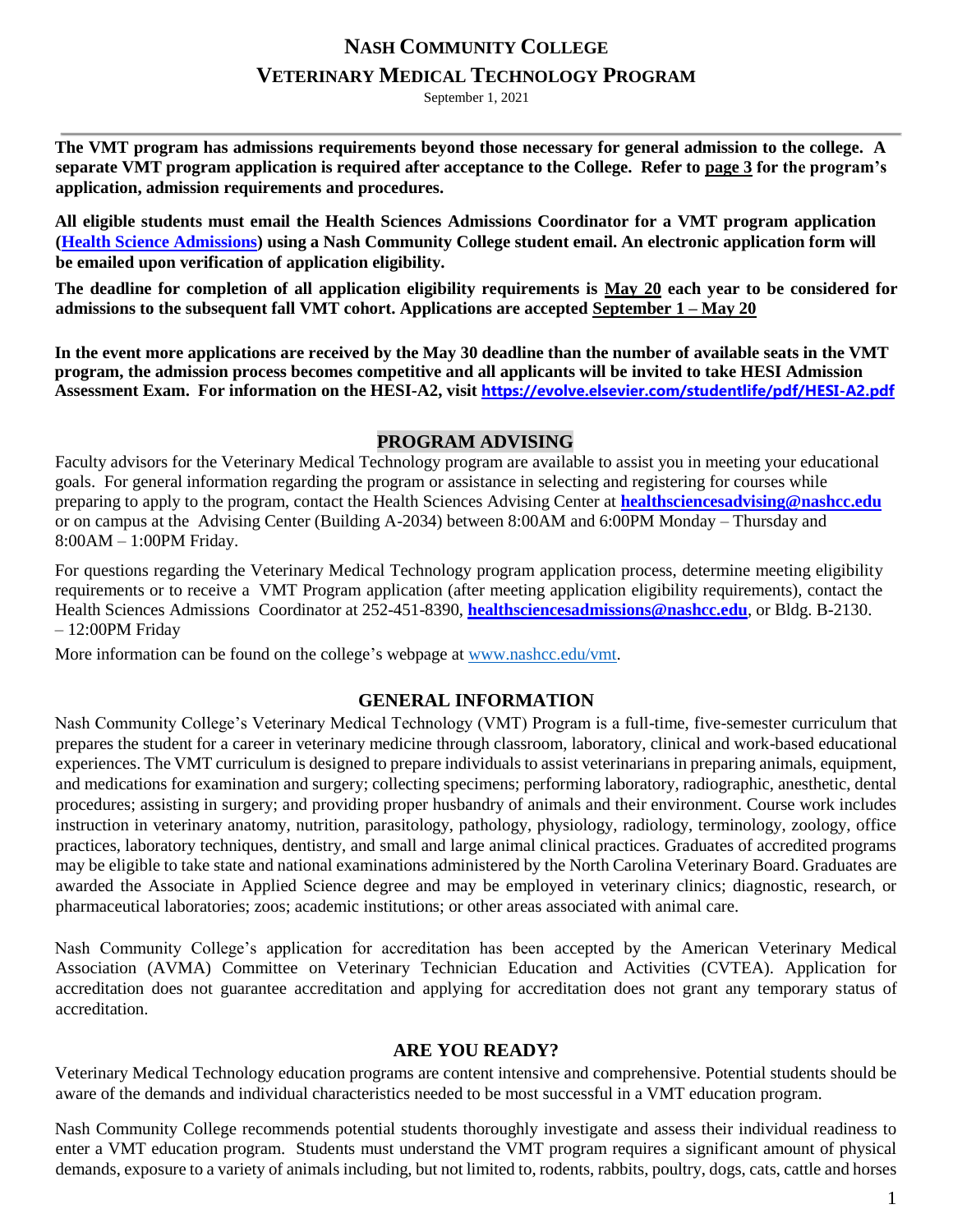# NASH COMMUNITY COLLEGE

## VETERINARY MEDICAL TECHNOLOGY PROGRAM

September 1, 2021

**The VMT program has admissions requirements beyond those necessary for general admission to the college. A separate VMT program application is required after acceptance to the College. Refer to page 3 for the program's application, admission requirements and procedures.**

**All eligible students must email the Health Sciences Admissions Coordinator for a VMT program application (Health Science Admissions) using a Nash Community College student email. An electronic application form will be emailed upon verification of application eligibility.**

**The deadline for completion of all application eligibility requirements is May 20 each year to be considered for admissions to the subsequent fall VMT cohort. Applications are accepted September 1 – May 20**

**In the event more applications are received by the May 30 deadline than the number of available seats in the VMT program, the admission process becomes competitive and all applicants will be invited to take HESI Admission Assessment Exam. For information on the HESI-A2, visit https://evolve.elsevier.com/studentlife/pdf/HESI-A2.pdf**

### PROGRAM ADVISING

Faculty advisors for the Veterinary Medical Technology program are available to assist you in meeting your educational goals. For general information regarding the program or assistance in selecting and registering for courses while preparing to apply to the program, contact the Health Sciences Advising Center at **healthsciencesadvising@nashcc.edu** or on campus at the Advising Center (Building A-2034) between 8:00AM and 6:00PM Monday – Thursday and 8:00AM – 1:00PM Friday.

For questions regarding the Veterinary Medical Technology program application process, determine meeting eligibility requirements or to receive a VMT Program application (after meeting application eligibility requirements), contact the Health Sciences Admissions Coordinator at 252-451-8390, **healthsciencesadmissions@nashcc.edu**, or Bldg. B-2130. – 12:00PM Friday

More information can be found on the college's webpage at www.nashcc.edu/vmt.

### GENERAL INFORMATION

Nash Community College's Veterinary Medical Technology (VMT) Program is a full-time, five-semester curriculum that prepares the student for a career in veterinary medicine through classroom, laboratory, clinical and work-based educational experiences. The VMT curriculum is designed to prepare individuals to assist veterinarians in preparing animals, equipment, and medications for examination and surgery; collecting specimens; performing laboratory, radiographic, anesthetic, dental procedures; assisting in surgery; and providing proper husbandry of animals and their environment. Course work includes instruction in veterinary anatomy, nutrition, parasitology, pathology, physiology, radiology, terminology, zoology, office practices, laboratory techniques, dentistry, and small and large animal clinical practices. Graduates of accredited programs may be eligible to take state and national examinations administered by the North Carolina Veterinary Board. Graduates are awarded the Associate in Applied Science degree and may be employed in veterinary clinics; diagnostic, research, or pharmaceutical laboratories; zoos; academic institutions; or other areas associated with animal care.

Nash Community College's application for accreditation has been accepted by the American Veterinary Medical Association (AVMA) Committee on Veterinary Technician Education and Activities (CVTEA). Application for accreditation does not guarantee accreditation and applying for accreditation does not grant any temporary status of accreditation.

### ARE YOU READY?

Veterinary Medical Technology education programs are content intensive and comprehensive. Potential students should be aware of the demands and individual characteristics needed to be most successful in a VMT education program.

Nash Community College recommends potential students thoroughly investigate and assess their individual readiness to enter a VMT education program. Students must understand the VMT program requires a significant amount of physical demands, exposure to a variety of animals including, but not limited to, rodents, rabbits, poultry, dogs, cats, cattle and horses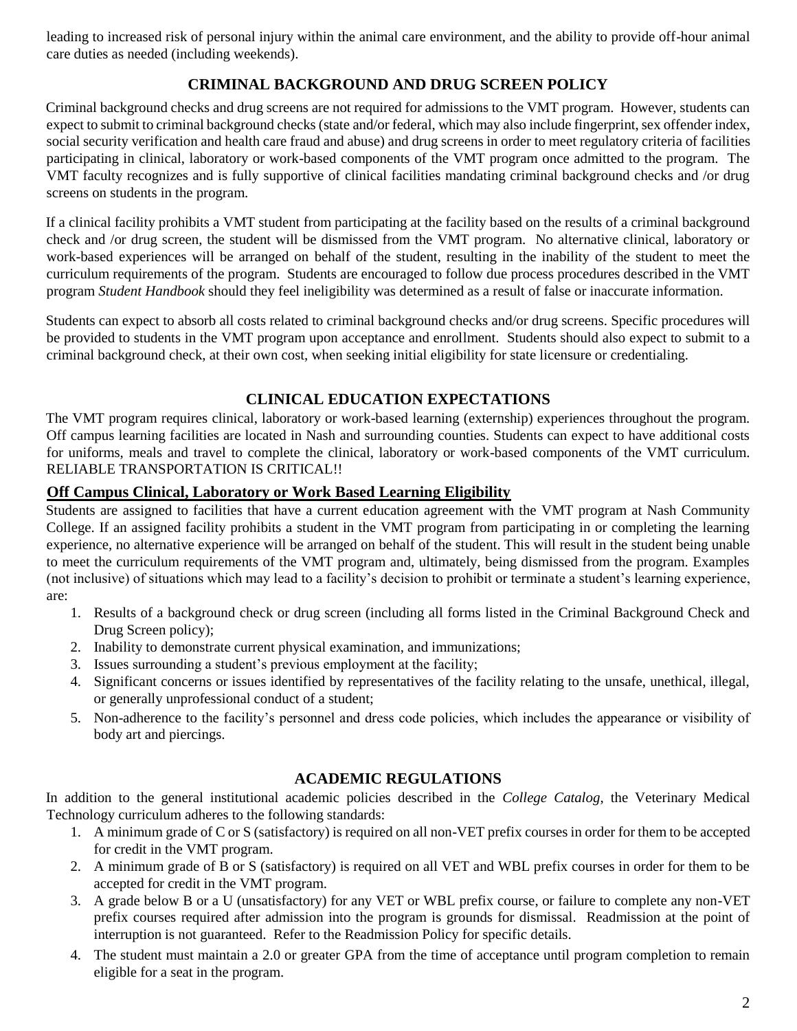leading to increased risk of personal injury within the animal care environment, and the ability to provide off-hour animal care duties as needed (including weekends).

## CRIMINAL BACKGROUND AND DRUG SCREEN POLICY

Criminal background checks and drug screens are not required for admissions to the VMT program. However, students can expect to submit to criminal background checks (state and/or federal, which may also include fingerprint, sex offender index, social security verification and health care fraud and abuse) and drug screens in order to meet regulatory criteria of facilities participating in clinical, laboratory or work-based components of the VMT program once admitted to the program. The VMT faculty recognizes and is fully supportive of clinical facilities mandating criminal background checks and /or drug screens on students in the program.

If a clinical facility prohibits a VMT student from participating at the facility based on the results of a criminal background check and /or drug screen, the student will be dismissed from the VMT program. No alternative clinical, laboratory or work-based experiences will be arranged on behalf of the student, resulting in the inability of the student to meet the curriculum requirements of the program. Students are encouraged to follow due process procedures described in the VMT program *Student Handbook* should they feel ineligibility was determined as a result of false or inaccurate information.

Students can expect to absorb all costs related to criminal background checks and/or drug screens. Specific procedures will be provided to students in the VMT program upon acceptance and enrollment. Students should also expect to submit to a criminal background check, at their own cost, when seeking initial eligibility for state licensure or credentialing.

## CLINICAL EDUCATION EXPECTATIONS

The VMT program requires clinical, laboratory or work-based learning (externship) experiences throughout the program. Off campus learning facilities are located in Nash and surrounding counties. Students can expect to have additional costs for uniforms, meals and travel to complete the clinical, laboratory or work-based components of the VMT curriculum. RELIABLE TRANSPORTATION IS CRITICAL!!

### Off Campus Clinical, Laboratory or Work Based Learning Eligibility

Students are assigned to facilities that have a current education agreement with the VMT program at Nash Community College. If an assigned facility prohibits a student in the VMT program from participating in or completing the learning experience, no alternative experience will be arranged on behalf of the student. This will result in the student being unable to meet the curriculum requirements of the VMT program and, ultimately, being dismissed from the program. Examples (not inclusive) of situations which may lead to a facility's decision to prohibit or terminate a student's learning experience, are:

1. Results of a background check or drug screen (including all forms listed in the Criminal Background Check and Drug Screen policy);
2. Inability to demonstrate current physical examination, and immunizations;
3. Issues surrounding a student's previous employment at the facility;
4. Significant concerns or issues identified by representatives of the facility relating to the unsafe, unethical, illegal, or generally unprofessional conduct of a student;
5. Non-adherence to the facility's personnel and dress code policies, which includes the appearance or visibility of body art and piercings.

## ACADEMIC REGULATIONS

In addition to the general institutional academic policies described in the *College Catalog,* the Veterinary Medical Technology curriculum adheres to the following standards:

1. A minimum grade of C or S (satisfactory) is required on all non-VET prefix courses in order for them to be accepted for credit in the VMT program.
2. A minimum grade of B or S (satisfactory) is required on all VET and WBL prefix courses in order for them to be accepted for credit in the VMT program.
3. A grade below B or a U (unsatisfactory) for any VET or WBL prefix course, or failure to complete any non-VET prefix courses required after admission into the program is grounds for dismissal. Readmission at the point of interruption is not guaranteed. Refer to the Readmission Policy for specific details.
4. The student must maintain a 2.0 or greater GPA from the time of acceptance until program completion to remain eligible for a seat in the program.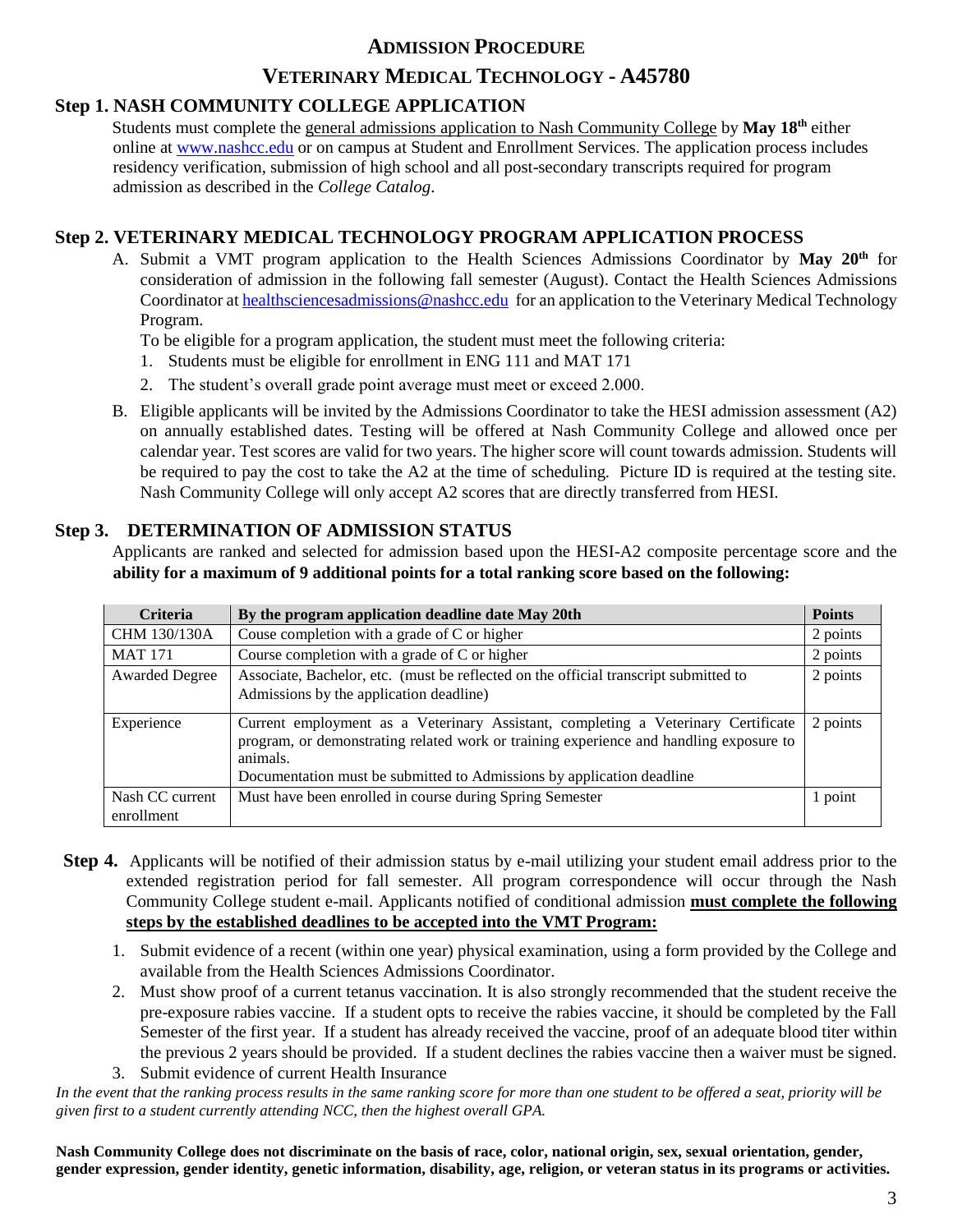# ADMISSION PROCEDURE

## VETERINARY MEDICAL TECHNOLOGY - A45780

### Step 1. NASH COMMUNITY COLLEGE APPLICATION

Students must complete the general admissions application to Nash Community College by **May 18th** either online at www.nashcc.edu or on campus at Student and Enrollment Services. The application process includes residency verification, submission of high school and all post-secondary transcripts required for program admission as described in the *College Catalog*.

### Step 2. VETERINARY MEDICAL TECHNOLOGY PROGRAM APPLICATION PROCESS

A. Submit a VMT program application to the Health Sciences Admissions Coordinator by **May 20th** for consideration of admission in the following fall semester (August). Contact the Health Sciences Admissions Coordinator at healthsciencesadmissions@nashcc.edu for an application to the Veterinary Medical Technology Program.

To be eligible for a program application, the student must meet the following criteria:

1. Students must be eligible for enrollment in ENG 111 and MAT 171
2. The student's overall grade point average must meet or exceed 2.000.

B. Eligible applicants will be invited by the Admissions Coordinator to take the HESI admission assessment (A2) on annually established dates. Testing will be offered at Nash Community College and allowed once per calendar year. Test scores are valid for two years. The higher score will count towards admission. Students will be required to pay the cost to take the A2 at the time of scheduling. Picture ID is required at the testing site. Nash Community College will only accept A2 scores that are directly transferred from HESI.

### Step 3. DETERMINATION OF ADMISSION STATUS

Applicants are ranked and selected for admission based upon the HESI-A2 composite percentage score and the **ability for a maximum of 9 additional points for a total ranking score based on the following:**

| Criteria | By the program application deadline date May 20th | Points |
|---|---|---|
| CHM 130/130A | Couse completion with a grade of C or higher | 2 points |
| MAT 171 | Course completion with a grade of C or higher | 2 points |
| Awarded Degree | Associate, Bachelor, etc. (must be reflected on the official transcript submitted to Admissions by the application deadline) | 2 points |
| Experience | Current employment as a Veterinary Assistant, completing a Veterinary Certificate program, or demonstrating related work or training experience and handling exposure to animals.<br>Documentation must be submitted to Admissions by application deadline | 2 points |
| Nash CC current enrollment | Must have been enrolled in course during Spring Semester | 1 point |

**Step 4.** Applicants will be notified of their admission status by e-mail utilizing your student email address prior to the extended registration period for fall semester. All program correspondence will occur through the Nash Community College student e-mail. Applicants notified of conditional admission **must complete the following steps by the established deadlines to be accepted into the VMT Program:**

1. Submit evidence of a recent (within one year) physical examination, using a form provided by the College and available from the Health Sciences Admissions Coordinator.
2. Must show proof of a current tetanus vaccination. It is also strongly recommended that the student receive the pre-exposure rabies vaccine. If a student opts to receive the rabies vaccine, it should be completed by the Fall Semester of the first year. If a student has already received the vaccine, proof of an adequate blood titer within the previous 2 years should be provided. If a student declines the rabies vaccine then a waiver must be signed.
3. Submit evidence of current Health Insurance

*In the event that the ranking process results in the same ranking score for more than one student to be offered a seat, priority will be given first to a student currently attending NCC, then the highest overall GPA.*

**Nash Community College does not discriminate on the basis of race, color, national origin, sex, sexual orientation, gender, gender expression, gender identity, genetic information, disability, age, religion, or veteran status in its programs or activities.**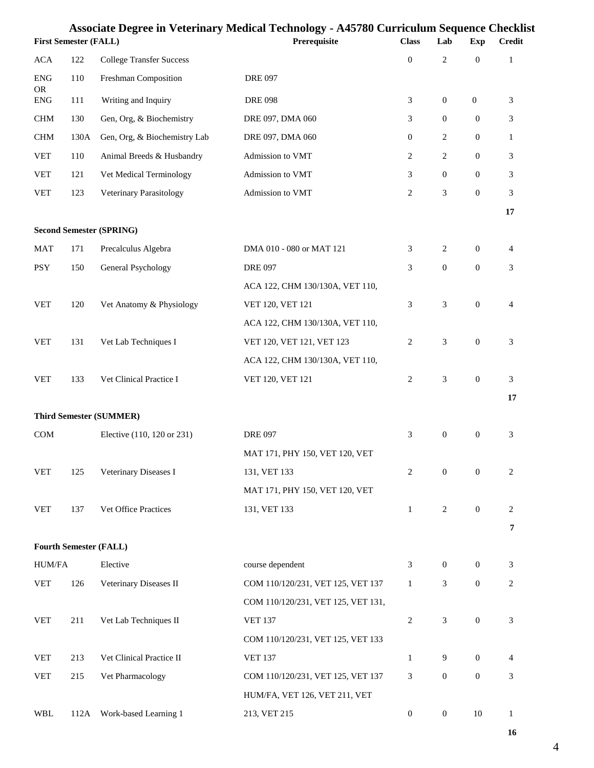# Associate Degree in Veterinary Medical Technology - A45780 Curriculum Sequence Checklist

| First Semester (FALL) | | | Prerequisite | Class | Lab | Exp | Credit |
|---|---|---|---|---|---|---|---|
| ACA | 122 | College Transfer Success | | 0 | 2 | 0 | 1 |
| ENG OR | 110 | Freshman Composition | DRE 097 | | | | |
| ENG | 111 | Writing and Inquiry | DRE 098 | 3 | 0 | 0 | 3 |
| CHM | 130 | Gen, Org, & Biochemistry | DRE 097, DMA 060 | 3 | 0 | 0 | 3 |
| CHM | 130A | Gen, Org, & Biochemistry Lab | DRE 097, DMA 060 | 0 | 2 | 0 | 1 |
| VET | 110 | Animal Breeds & Husbandry | Admission to VMT | 2 | 2 | 0 | 3 |
| VET | 121 | Vet Medical Terminology | Admission to VMT | 3 | 0 | 0 | 3 |
| VET | 123 | Veterinary Parasitology | Admission to VMT | 2 | 3 | 0 | 3 |
| | | | | | | | **17** |
| **Second Semester (SPRING)** | | | | | | | |
| MAT | 171 | Precalculus Algebra | DMA 010 - 080 or MAT 121 | 3 | 2 | 0 | 4 |
| PSY | 150 | General Psychology | DRE 097 | 3 | 0 | 0 | 3 |
| VET | 120 | Vet Anatomy & Physiology | ACA 122, CHM 130/130A, VET 110, VET 120, VET 121 | 3 | 3 | 0 | 4 |
| VET | 131 | Vet Lab Techniques I | ACA 122, CHM 130/130A, VET 110, VET 120, VET 121, VET 123 | 2 | 3 | 0 | 3 |
| VET | 133 | Vet Clinical Practice I | ACA 122, CHM 130/130A, VET 110, VET 120, VET 121 | 2 | 3 | 0 | 3 |
| | | | | | | | **17** |
| **Third Semester (SUMMER)** | | | | | | | |
| COM | | Elective (110, 120 or 231) | DRE 097 | 3 | 0 | 0 | 3 |
| VET | 125 | Veterinary Diseases I | MAT 171, PHY 150, VET 120, VET 131, VET 133 | 2 | 0 | 0 | 2 |
| VET | 137 | Vet Office Practices | MAT 171, PHY 150, VET 120, VET 131, VET 133 | 1 | 2 | 0 | 2 |
| | | | | | | | **7** |
| **Fourth Semester (FALL)** | | | | | | | |
| HUM/FA | | Elective | course dependent | 3 | 0 | 0 | 3 |
| VET | 126 | Veterinary Diseases II | COM 110/120/231, VET 125, VET 137 | 1 | 3 | 0 | 2 |
| VET | 211 | Vet Lab Techniques II | COM 110/120/231, VET 125, VET 131, VET 137 | 2 | 3 | 0 | 3 |
| VET | 213 | Vet Clinical Practice II | COM 110/120/231, VET 125, VET 133 VET 137 | 1 | 9 | 0 | 4 |
| VET | 215 | Vet Pharmacology | COM 110/120/231, VET 125, VET 137 | 3 | 0 | 0 | 3 |
| WBL | 112A | Work-based Learning 1 | HUM/FA, VET 126, VET 211, VET 213, VET 215 | 0 | 0 | 10 | 1 |
| | | | | | | | **16** |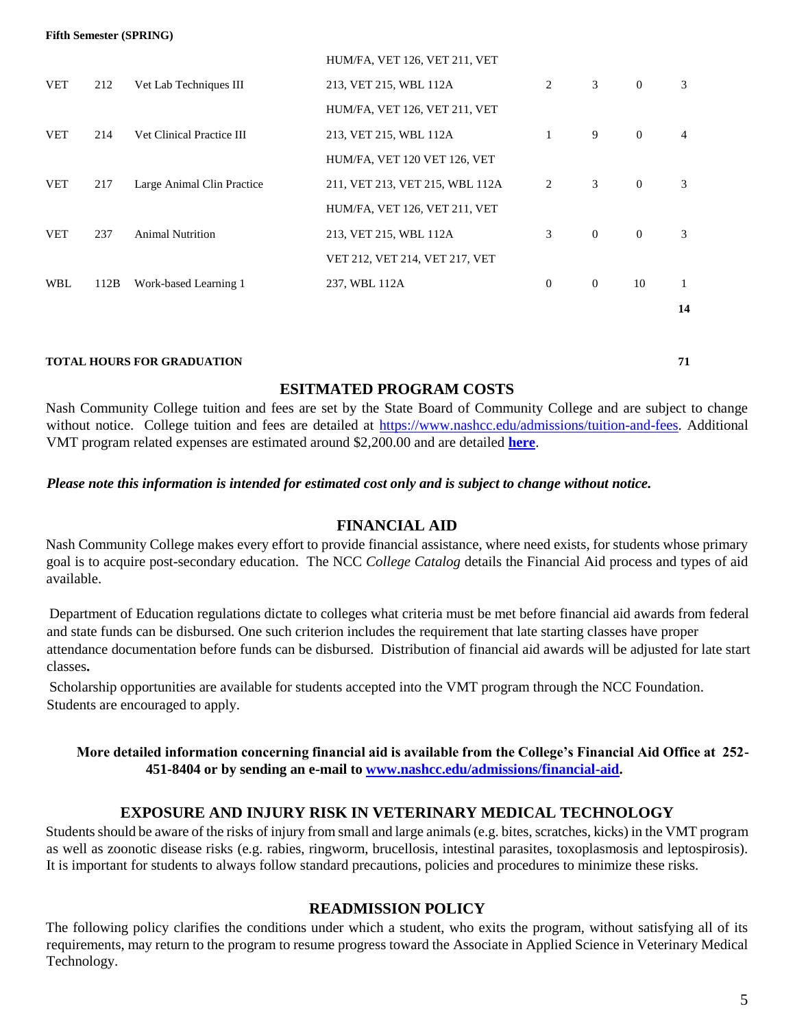**Fifth Semester (SPRING)**

| | | | | | | | |
|---|---|---|---|---|---|---|---|
| VET | 212 | Vet Lab Techniques III | HUM/FA, VET 126, VET 211, VET 213, VET 215, WBL 112A | 2 | 3 | 0 | 3 |
| VET | 214 | Vet Clinical Practice III | HUM/FA, VET 126, VET 211, VET 213, VET 215, WBL 112A | 1 | 9 | 0 | 4 |
| VET | 217 | Large Animal Clin Practice | HUM/FA, VET 120 VET 126, VET 211, VET 213, VET 215, WBL 112A | 2 | 3 | 0 | 3 |
| VET | 237 | Animal Nutrition | HUM/FA, VET 126, VET 211, VET 213, VET 215, WBL 112A | 3 | 0 | 0 | 3 |
| WBL | 112B | Work-based Learning 1 | VET 212, VET 214, VET 217, VET 237, WBL 112A | 0 | 0 | 10 | 1 |
| | | | | | | | **14** |

**TOTAL HOURS FOR GRADUATION** **71**

## ESITMATED PROGRAM COSTS

Nash Community College tuition and fees are set by the State Board of Community College and are subject to change without notice. College tuition and fees are detailed at https://www.nashcc.edu/admissions/tuition-and-fees. Additional VMT program related expenses are estimated around $2,200.00 and are detailed **here**.

***Please note this information is intended for estimated cost only and is subject to change without notice.***

## FINANCIAL AID

Nash Community College makes every effort to provide financial assistance, where need exists, for students whose primary goal is to acquire post-secondary education. The NCC *College Catalog* details the Financial Aid process and types of aid available.

Department of Education regulations dictate to colleges what criteria must be met before financial aid awards from federal and state funds can be disbursed. One such criterion includes the requirement that late starting classes have proper attendance documentation before funds can be disbursed. Distribution of financial aid awards will be adjusted for late start classes**.**

Scholarship opportunities are available for students accepted into the VMT program through the NCC Foundation. Students are encouraged to apply.

**More detailed information concerning financial aid is available from the College's Financial Aid Office at 252-451-8404 or by sending an e-mail to www.nashcc.edu/admissions/financial-aid.**

## EXPOSURE AND INJURY RISK IN VETERINARY MEDICAL TECHNOLOGY

Students should be aware of the risks of injury from small and large animals (e.g. bites, scratches, kicks) in the VMT program as well as zoonotic disease risks (e.g. rabies, ringworm, brucellosis, intestinal parasites, toxoplasmosis and leptospirosis). It is important for students to always follow standard precautions, policies and procedures to minimize these risks.

## READMISSION POLICY

The following policy clarifies the conditions under which a student, who exits the program, without satisfying all of its requirements, may return to the program to resume progress toward the Associate in Applied Science in Veterinary Medical Technology.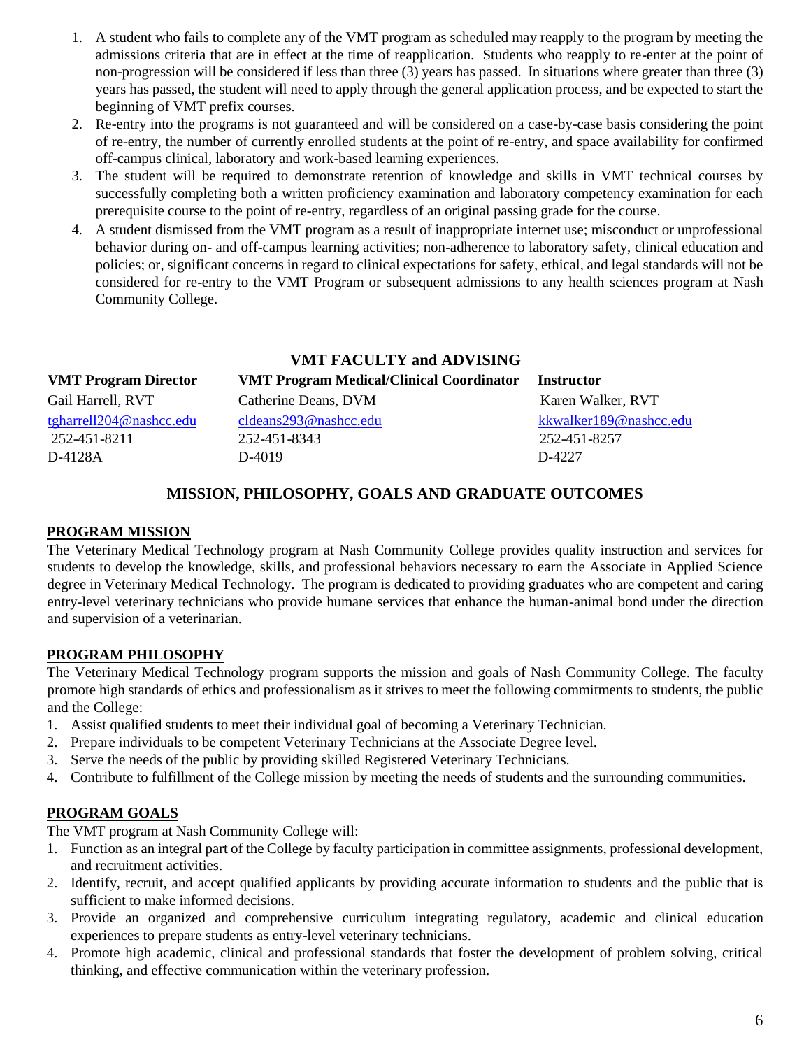1. A student who fails to complete any of the VMT program as scheduled may reapply to the program by meeting the admissions criteria that are in effect at the time of reapplication. Students who reapply to re-enter at the point of non-progression will be considered if less than three (3) years has passed. In situations where greater than three (3) years has passed, the student will need to apply through the general application process, and be expected to start the beginning of VMT prefix courses.
2. Re-entry into the programs is not guaranteed and will be considered on a case-by-case basis considering the point of re-entry, the number of currently enrolled students at the point of re-entry, and space availability for confirmed off-campus clinical, laboratory and work-based learning experiences.
3. The student will be required to demonstrate retention of knowledge and skills in VMT technical courses by successfully completing both a written proficiency examination and laboratory competency examination for each prerequisite course to the point of re-entry, regardless of an original passing grade for the course.
4. A student dismissed from the VMT program as a result of inappropriate internet use; misconduct or unprofessional behavior during on- and off-campus learning activities; non-adherence to laboratory safety, clinical education and policies; or, significant concerns in regard to clinical expectations for safety, ethical, and legal standards will not be considered for re-entry to the VMT Program or subsequent admissions to any health sciences program at Nash Community College.

## VMT FACULTY and ADVISING

| **VMT Program Director** | **VMT Program Medical/Clinical Coordinator** | **Instructor** |
|---|---|---|
| Gail Harrell, RVT | Catherine Deans, DVM | Karen Walker, RVT |
| tgharrell204@nashcc.edu | cldeans293@nashcc.edu | kkwalker189@nashcc.edu |
| 252-451-8211 | 252-451-8343 | 252-451-8257 |
| D-4128A | D-4019 | D-4227 |

## MISSION, PHILOSOPHY, GOALS AND GRADUATE OUTCOMES

### PROGRAM MISSION

The Veterinary Medical Technology program at Nash Community College provides quality instruction and services for students to develop the knowledge, skills, and professional behaviors necessary to earn the Associate in Applied Science degree in Veterinary Medical Technology. The program is dedicated to providing graduates who are competent and caring entry-level veterinary technicians who provide humane services that enhance the human-animal bond under the direction and supervision of a veterinarian.

### PROGRAM PHILOSOPHY

The Veterinary Medical Technology program supports the mission and goals of Nash Community College. The faculty promote high standards of ethics and professionalism as it strives to meet the following commitments to students, the public and the College:

1. Assist qualified students to meet their individual goal of becoming a Veterinary Technician.
2. Prepare individuals to be competent Veterinary Technicians at the Associate Degree level.
3. Serve the needs of the public by providing skilled Registered Veterinary Technicians.
4. Contribute to fulfillment of the College mission by meeting the needs of students and the surrounding communities.

### PROGRAM GOALS

The VMT program at Nash Community College will:

1. Function as an integral part of the College by faculty participation in committee assignments, professional development, and recruitment activities.
2. Identify, recruit, and accept qualified applicants by providing accurate information to students and the public that is sufficient to make informed decisions.
3. Provide an organized and comprehensive curriculum integrating regulatory, academic and clinical education experiences to prepare students as entry-level veterinary technicians.
4. Promote high academic, clinical and professional standards that foster the development of problem solving, critical thinking, and effective communication within the veterinary profession.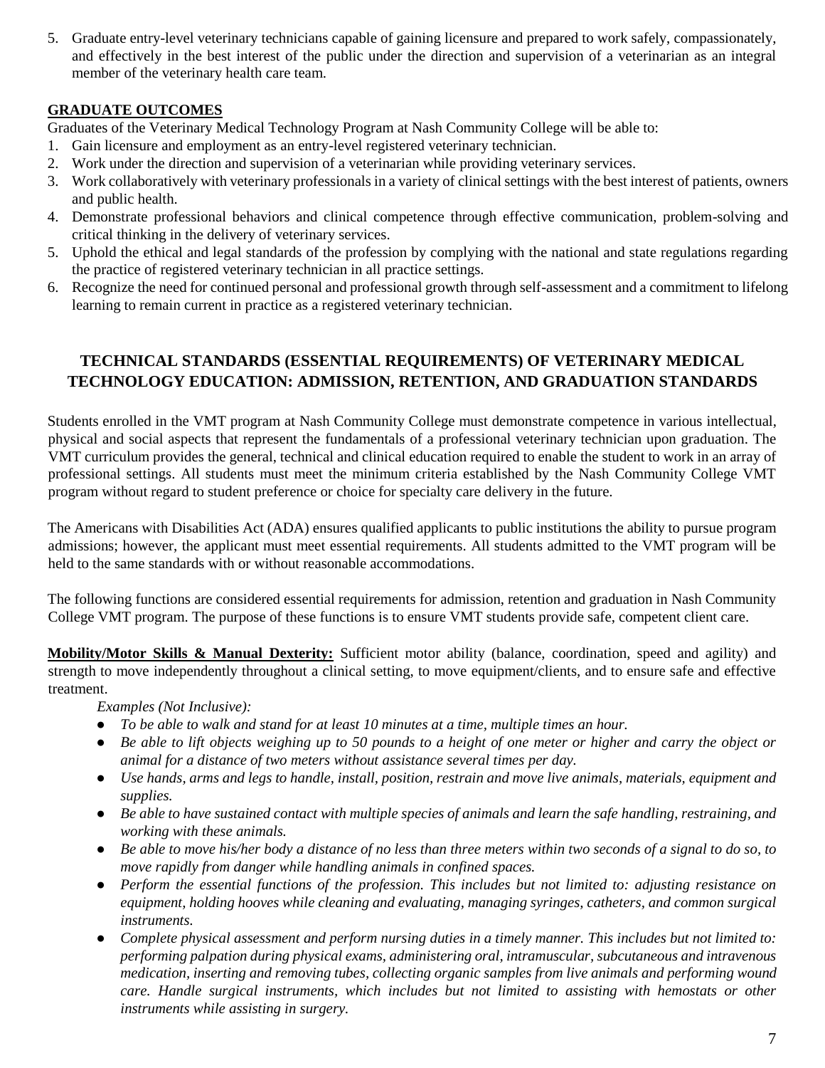5. Graduate entry-level veterinary technicians capable of gaining licensure and prepared to work safely, compassionately, and effectively in the best interest of the public under the direction and supervision of a veterinarian as an integral member of the veterinary health care team.

**GRADUATE OUTCOMES**

Graduates of the Veterinary Medical Technology Program at Nash Community College will be able to:

1. Gain licensure and employment as an entry-level registered veterinary technician.
2. Work under the direction and supervision of a veterinarian while providing veterinary services.
3. Work collaboratively with veterinary professionals in a variety of clinical settings with the best interest of patients, owners and public health.
4. Demonstrate professional behaviors and clinical competence through effective communication, problem-solving and critical thinking in the delivery of veterinary services.
5. Uphold the ethical and legal standards of the profession by complying with the national and state regulations regarding the practice of registered veterinary technician in all practice settings.
6. Recognize the need for continued personal and professional growth through self-assessment and a commitment to lifelong learning to remain current in practice as a registered veterinary technician.

## TECHNICAL STANDARDS (ESSENTIAL REQUIREMENTS) OF VETERINARY MEDICAL TECHNOLOGY EDUCATION: ADMISSION, RETENTION, AND GRADUATION STANDARDS

Students enrolled in the VMT program at Nash Community College must demonstrate competence in various intellectual, physical and social aspects that represent the fundamentals of a professional veterinary technician upon graduation. The VMT curriculum provides the general, technical and clinical education required to enable the student to work in an array of professional settings. All students must meet the minimum criteria established by the Nash Community College VMT program without regard to student preference or choice for specialty care delivery in the future.

The Americans with Disabilities Act (ADA) ensures qualified applicants to public institutions the ability to pursue program admissions; however, the applicant must meet essential requirements. All students admitted to the VMT program will be held to the same standards with or without reasonable accommodations.

The following functions are considered essential requirements for admission, retention and graduation in Nash Community College VMT program. The purpose of these functions is to ensure VMT students provide safe, competent client care.

**Mobility/Motor Skills & Manual Dexterity:** Sufficient motor ability (balance, coordination, speed and agility) and strength to move independently throughout a clinical setting, to move equipment/clients, and to ensure safe and effective treatment.

*Examples (Not Inclusive):*

- *To be able to walk and stand for at least 10 minutes at a time, multiple times an hour.*
- *Be able to lift objects weighing up to 50 pounds to a height of one meter or higher and carry the object or animal for a distance of two meters without assistance several times per day.*
- *Use hands, arms and legs to handle, install, position, restrain and move live animals, materials, equipment and supplies.*
- *Be able to have sustained contact with multiple species of animals and learn the safe handling, restraining, and working with these animals.*
- *Be able to move his/her body a distance of no less than three meters within two seconds of a signal to do so, to move rapidly from danger while handling animals in confined spaces.*
- *Perform the essential functions of the profession. This includes but not limited to: adjusting resistance on equipment, holding hooves while cleaning and evaluating, managing syringes, catheters, and common surgical instruments.*
- *Complete physical assessment and perform nursing duties in a timely manner. This includes but not limited to: performing palpation during physical exams, administering oral, intramuscular, subcutaneous and intravenous medication, inserting and removing tubes, collecting organic samples from live animals and performing wound care. Handle surgical instruments, which includes but not limited to assisting with hemostats or other instruments while assisting in surgery.*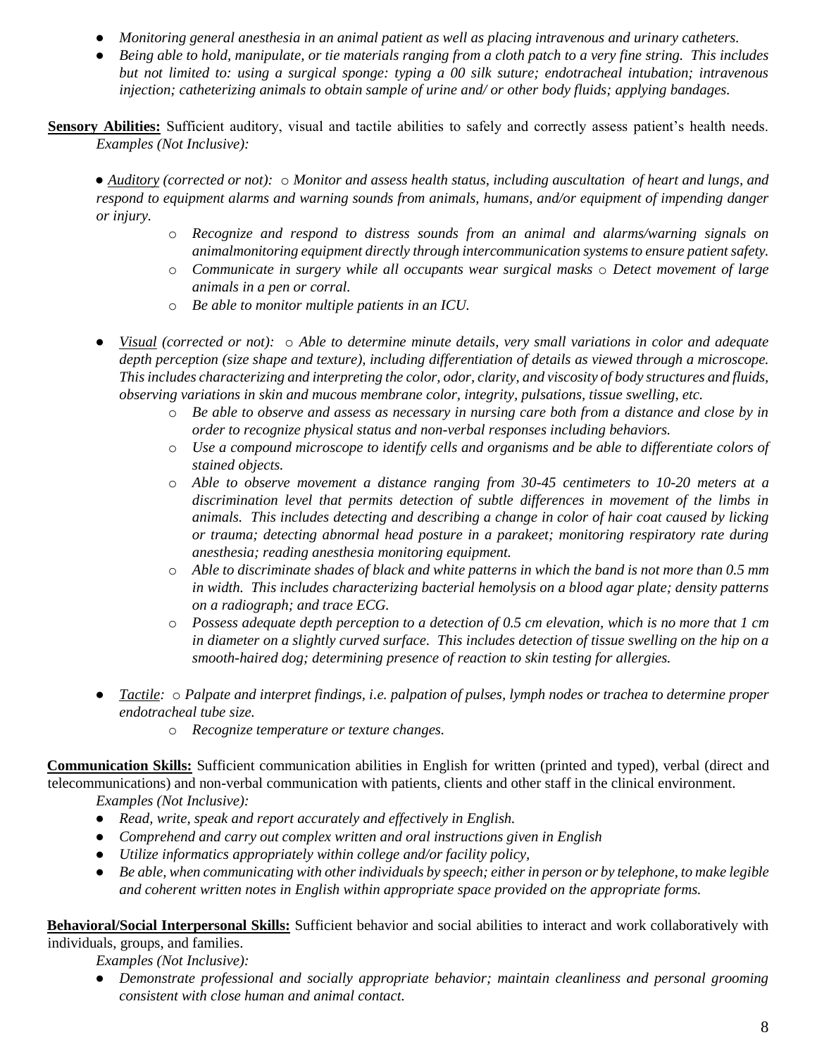- *Monitoring general anesthesia in an animal patient as well as placing intravenous and urinary catheters.*
- *Being able to hold, manipulate, or tie materials ranging from a cloth patch to a very fine string. This includes but not limited to: using a surgical sponge: typing a 00 silk suture; endotracheal intubation; intravenous injection; catheterizing animals to obtain sample of urine and/ or other body fluids; applying bandages.*

**Sensory Abilities:** Sufficient auditory, visual and tactile abilities to safely and correctly assess patient's health needs. *Examples (Not Inclusive):*

- *Auditory (corrected or not):*
  - *Monitor and assess health status, including auscultation of heart and lungs, and respond to equipment alarms and warning sounds from animals, humans, and/or equipment of impending danger or injury.*
  - *Recognize and respond to distress sounds from an animal and alarms/warning signals on animalmonitoring equipment directly through intercommunication systems to ensure patient safety.*
  - *Communicate in surgery while all occupants wear surgical masks*
  - *Detect movement of large animals in a pen or corral.*
  - *Be able to monitor multiple patients in an ICU.*

- *Visual (corrected or not):*
  - *Able to determine minute details, very small variations in color and adequate depth perception (size shape and texture), including differentiation of details as viewed through a microscope. This includes characterizing and interpreting the color, odor, clarity, and viscosity of body structures and fluids, observing variations in skin and mucous membrane color, integrity, pulsations, tissue swelling, etc.*
  - *Be able to observe and assess as necessary in nursing care both from a distance and close by in order to recognize physical status and non-verbal responses including behaviors.*
  - *Use a compound microscope to identify cells and organisms and be able to differentiate colors of stained objects.*
  - *Able to observe movement a distance ranging from 30-45 centimeters to 10-20 meters at a discrimination level that permits detection of subtle differences in movement of the limbs in animals. This includes detecting and describing a change in color of hair coat caused by licking or trauma; detecting abnormal head posture in a parakeet; monitoring respiratory rate during anesthesia; reading anesthesia monitoring equipment.*
  - *Able to discriminate shades of black and white patterns in which the band is not more than 0.5 mm in width. This includes characterizing bacterial hemolysis on a blood agar plate; density patterns on a radiograph; and trace ECG.*
  - *Possess adequate depth perception to a detection of 0.5 cm elevation, which is no more that 1 cm in diameter on a slightly curved surface. This includes detection of tissue swelling on the hip on a smooth-haired dog; determining presence of reaction to skin testing for allergies.*

- *Tactile:*
  - *Palpate and interpret findings, i.e. palpation of pulses, lymph nodes or trachea to determine proper endotracheal tube size.*
  - *Recognize temperature or texture changes.*

**Communication Skills:** Sufficient communication abilities in English for written (printed and typed), verbal (direct and telecommunications) and non-verbal communication with patients, clients and other staff in the clinical environment.

*Examples (Not Inclusive):*

- *Read, write, speak and report accurately and effectively in English.*
- *Comprehend and carry out complex written and oral instructions given in English*
- *Utilize informatics appropriately within college and/or facility policy,*
- *Be able, when communicating with other individuals by speech; either in person or by telephone, to make legible and coherent written notes in English within appropriate space provided on the appropriate forms.*

**Behavioral/Social Interpersonal Skills:** Sufficient behavior and social abilities to interact and work collaboratively with individuals, groups, and families.

*Examples (Not Inclusive):*

- *Demonstrate professional and socially appropriate behavior; maintain cleanliness and personal grooming consistent with close human and animal contact.*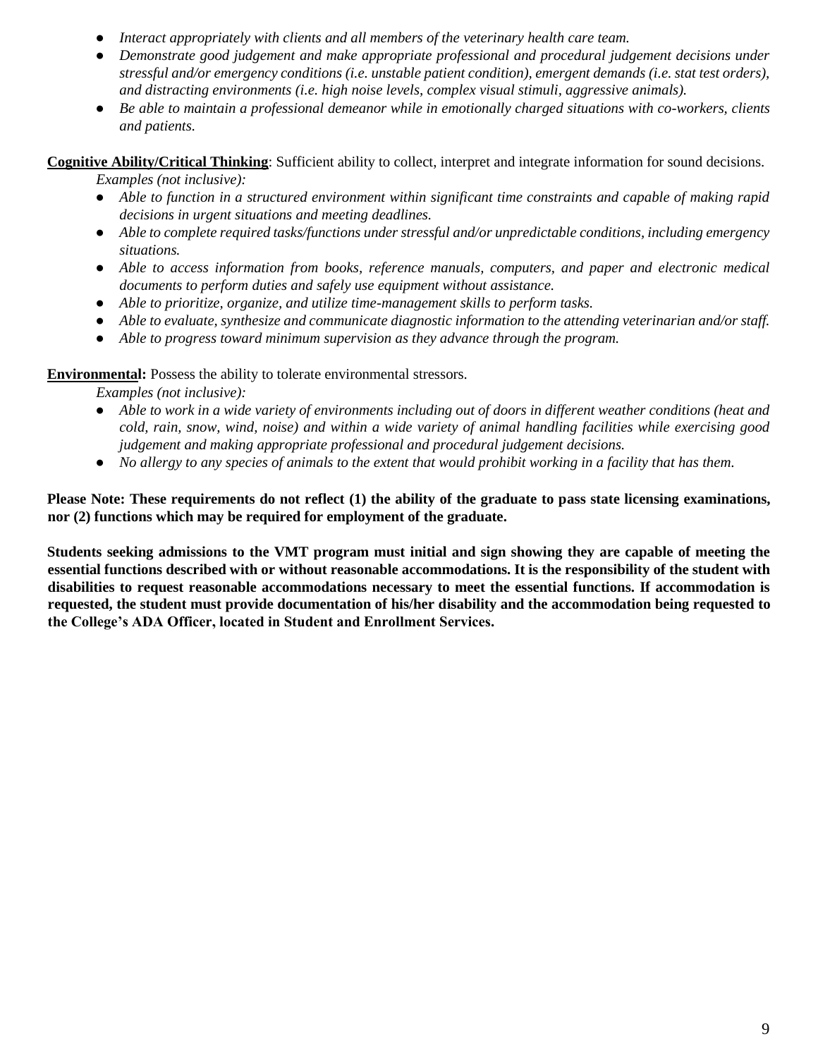- *Interact appropriately with clients and all members of the veterinary health care team.*
- *Demonstrate good judgement and make appropriate professional and procedural judgement decisions under stressful and/or emergency conditions (i.e. unstable patient condition), emergent demands (i.e. stat test orders), and distracting environments (i.e. high noise levels, complex visual stimuli, aggressive animals).*
- *Be able to maintain a professional demeanor while in emotionally charged situations with co-workers, clients and patients.*

**Cognitive Ability/Critical Thinking**: Sufficient ability to collect, interpret and integrate information for sound decisions.

*Examples (not inclusive):*

- *Able to function in a structured environment within significant time constraints and capable of making rapid decisions in urgent situations and meeting deadlines.*
- *Able to complete required tasks/functions under stressful and/or unpredictable conditions, including emergency situations.*
- *Able to access information from books, reference manuals, computers, and paper and electronic medical documents to perform duties and safely use equipment without assistance.*
- *Able to prioritize, organize, and utilize time-management skills to perform tasks.*
- *Able to evaluate, synthesize and communicate diagnostic information to the attending veterinarian and/or staff.*
- *Able to progress toward minimum supervision as they advance through the program.*

**Environmental:** Possess the ability to tolerate environmental stressors.

*Examples (not inclusive):*

- *Able to work in a wide variety of environments including out of doors in different weather conditions (heat and cold, rain, snow, wind, noise) and within a wide variety of animal handling facilities while exercising good judgement and making appropriate professional and procedural judgement decisions.*
- *No allergy to any species of animals to the extent that would prohibit working in a facility that has them.*

**Please Note: These requirements do not reflect (1) the ability of the graduate to pass state licensing examinations, nor (2) functions which may be required for employment of the graduate.**

**Students seeking admissions to the VMT program must initial and sign showing they are capable of meeting the essential functions described with or without reasonable accommodations. It is the responsibility of the student with disabilities to request reasonable accommodations necessary to meet the essential functions. If accommodation is requested, the student must provide documentation of his/her disability and the accommodation being requested to the College's ADA Officer, located in Student and Enrollment Services.**